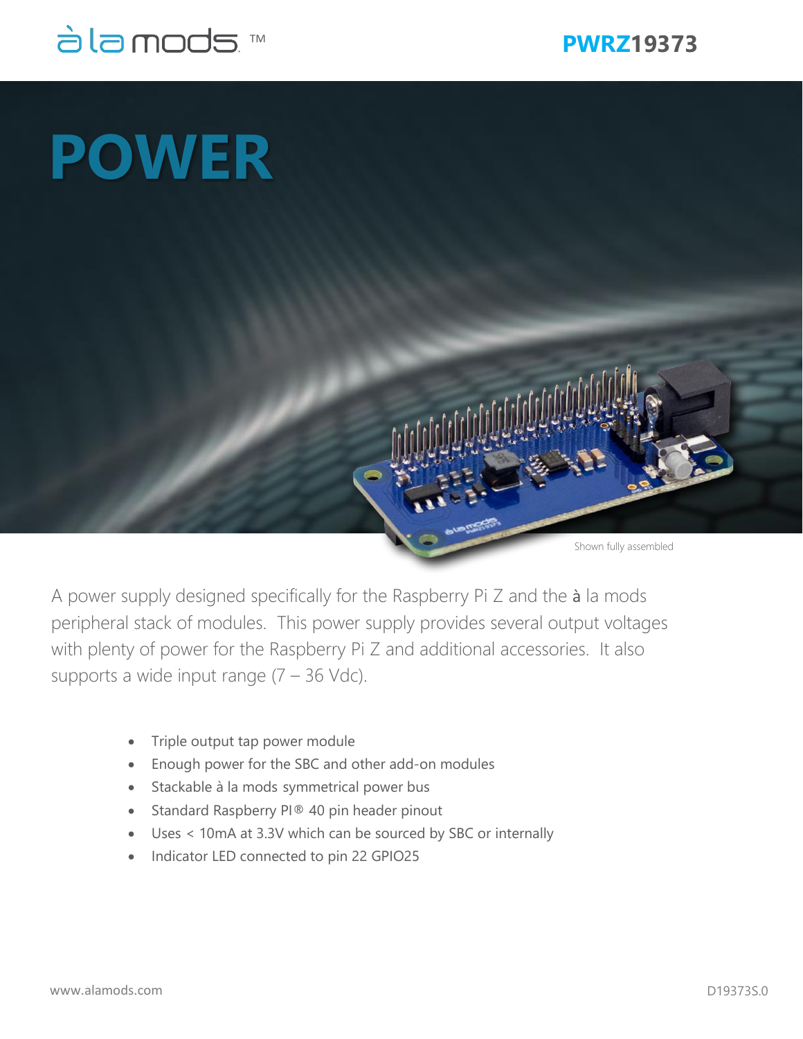à la mods™

**PWRZ19373**

# POWER

Shown fully assembled

A power supply designed specifically for the Raspberry Pi Z and the **à** la mods peripheral stack of modules. This power supply provides several output voltages with plenty of power for the Raspberry Pi Z and additional accessories. It also supports a wide input range (7 – 36 Vdc).

- Triple output tap power module
- Enough power for the SBC and other add-on modules
- Stackable à la mods symmetrical power bus
- Standard Raspberry PI® 40 pin header pinout
- Uses < 10mA at 3.3V which can be sourced by SBC or internally
- Indicator LED connected to pin 22 GPIO25

www.alamods.com

D19373S.0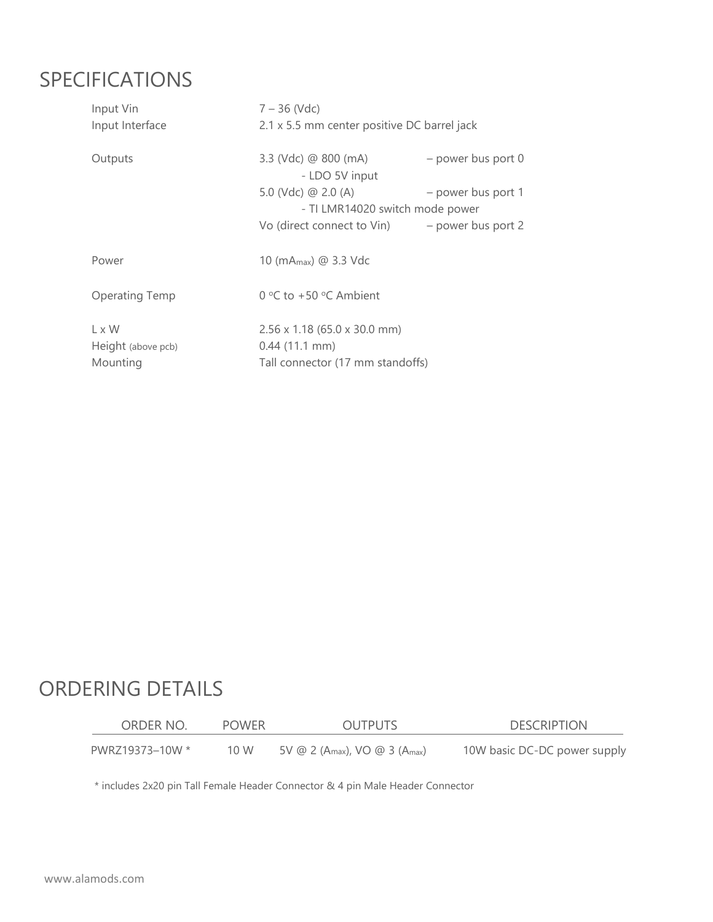# SPECIFICATIONS

| | | |
|---|---|---|
| Input Vin | 7 – 36 (Vdc) | |
| Input Interface | 2.1 x 5.5 mm center positive DC barrel jack | |
| Outputs | 3.3 (Vdc) @ 800 (mA)<br>- LDO 5V input | – power bus port 0 |
| | 5.0 (Vdc) @ 2.0 (A)<br>- TI LMR14020 switch mode power | – power bus port 1 |
| | Vo (direct connect to Vin) | – power bus port 2 |
| Power | 10 ($mA_{max}$) @ 3.3 Vdc | |
| Operating Temp | 0 °C to +50 °C Ambient | |
| L x W | 2.56 x 1.18 (65.0 x 30.0 mm) | |
| Height (above pcb) | 0.44 (11.1 mm) | |
| Mounting | Tall connector (17 mm standoffs) | |

# ORDERING DETAILS

| ORDER NO. | POWER | OUTPUTS | DESCRIPTION |
|---|---|---|---|
| PWRZ19373–10W * | 10 W | 5V @ 2 ($A_{max}$), VO @ 3 ($A_{max}$) | 10W basic DC-DC power supply |

* includes 2x20 pin Tall Female Header Connector & 4 pin Male Header Connector

www.alamods.com